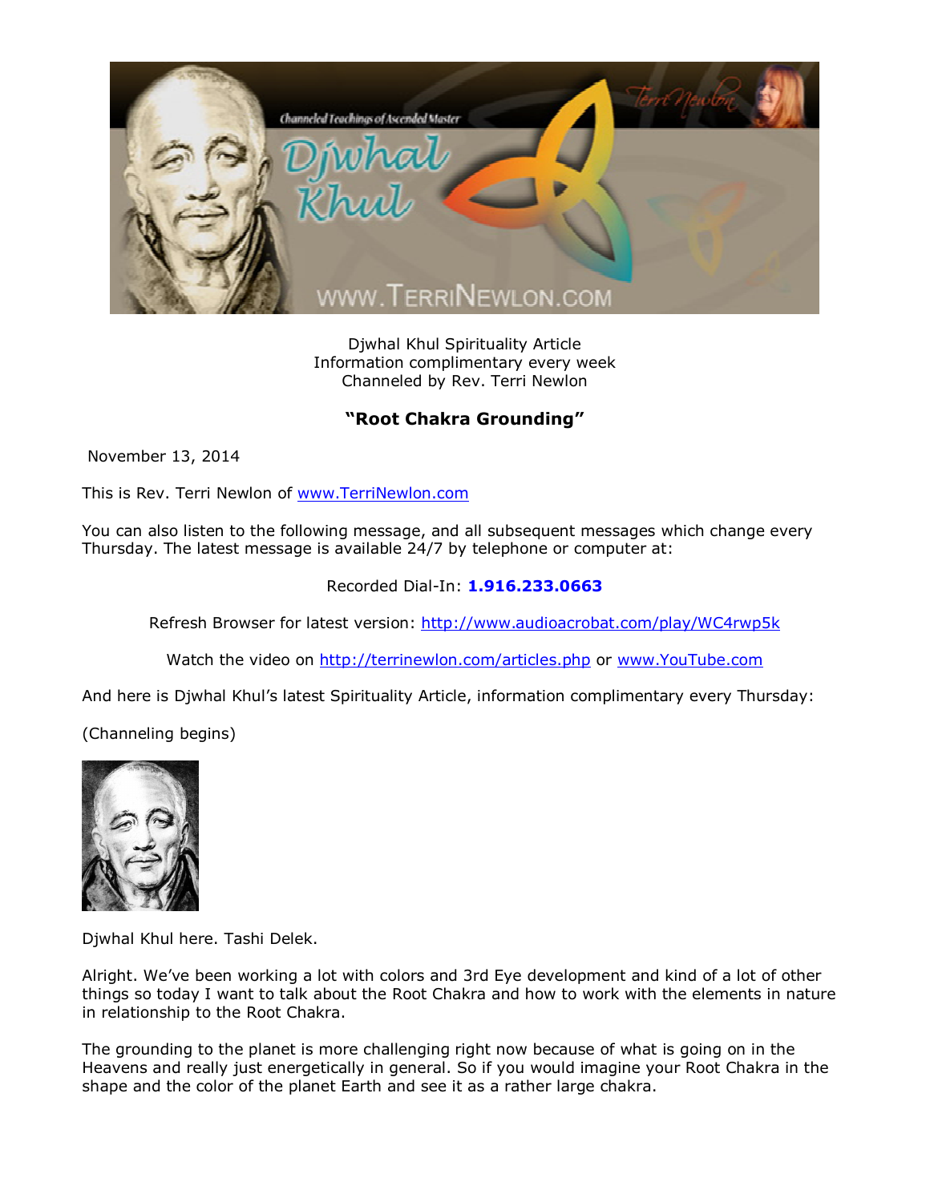Djwhal Khul Spirituality Article
Information complimentary every week
Channeled by Rev. Terri Newlon

## "Root Chakra Grounding"

November 13, 2014

This is Rev. Terri Newlon of [www.TerriNewlon.com](http://www.TerriNewlon.com)

You can also listen to the following message, and all subsequent messages which change every Thursday. The latest message is available 24/7 by telephone or computer at:

Recorded Dial-In: **1.916.233.0663**

Refresh Browser for latest version: [http://www.audioacrobat.com/play/WC4rwp5k](http://www.audioacrobat.com/play/WC4rwp5k)

Watch the video on [http://terrinewlon.com/articles.php](http://terrinewlon.com/articles.php) or [www.YouTube.com](http://www.YouTube.com)

And here is Djwhal Khul's latest Spirituality Article, information complimentary every Thursday:

(Channeling begins)

Djwhal Khul here. Tashi Delek.

Alright. We've been working a lot with colors and 3rd Eye development and kind of a lot of other things so today I want to talk about the Root Chakra and how to work with the elements in nature in relationship to the Root Chakra.

The grounding to the planet is more challenging right now because of what is going on in the Heavens and really just energetically in general. So if you would imagine your Root Chakra in the shape and the color of the planet Earth and see it as a rather large chakra.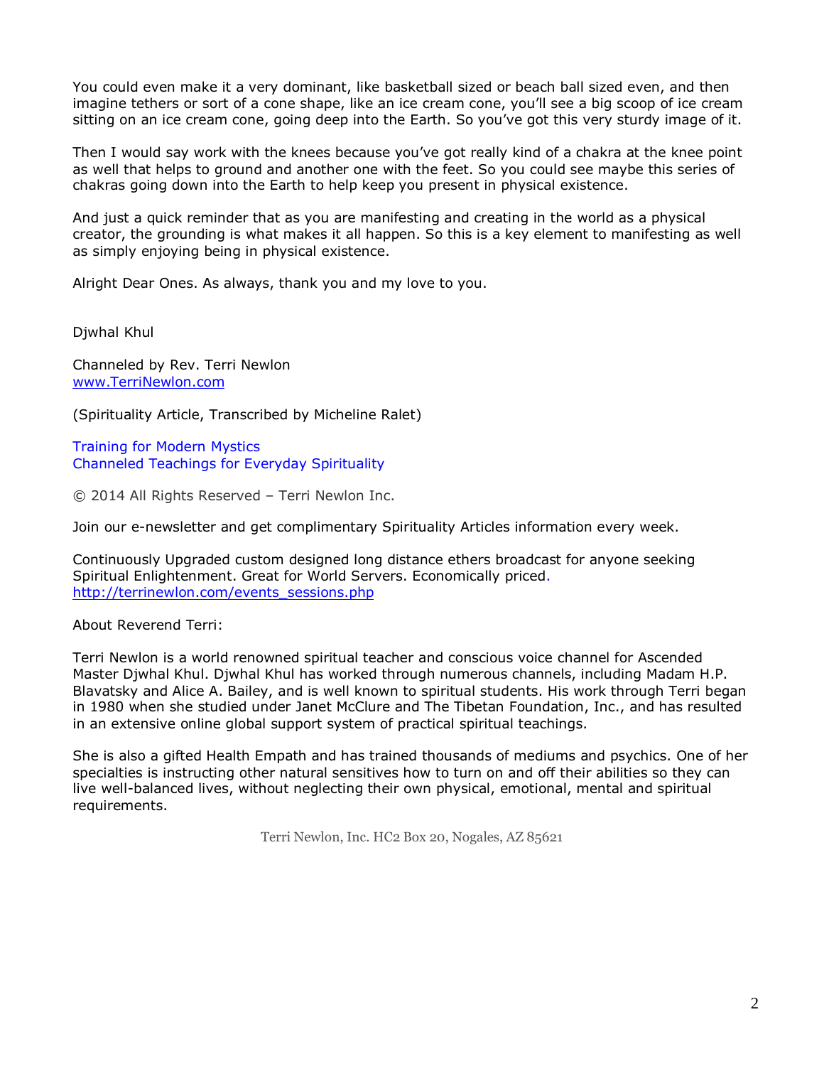You could even make it a very dominant, like basketball sized or beach ball sized even, and then imagine tethers or sort of a cone shape, like an ice cream cone, you'll see a big scoop of ice cream sitting on an ice cream cone, going deep into the Earth. So you've got this very sturdy image of it.

Then I would say work with the knees because you've got really kind of a chakra at the knee point as well that helps to ground and another one with the feet. So you could see maybe this series of chakras going down into the Earth to help keep you present in physical existence.

And just a quick reminder that as you are manifesting and creating in the world as a physical creator, the grounding is what makes it all happen. So this is a key element to manifesting as well as simply enjoying being in physical existence.

Alright Dear Ones. As always, thank you and my love to you.

Djwhal Khul

Channeled by Rev. Terri Newlon
www.TerriNewlon.com

(Spirituality Article, Transcribed by Micheline Ralet)

Training for Modern Mystics
Channeled Teachings for Everyday Spirituality

© 2014 All Rights Reserved – Terri Newlon Inc.

Join our e-newsletter and get complimentary Spirituality Articles information every week.

Continuously Upgraded custom designed long distance ethers broadcast for anyone seeking Spiritual Enlightenment. Great for World Servers. Economically priced.
http://terrinewlon.com/events_sessions.php

About Reverend Terri:

Terri Newlon is a world renowned spiritual teacher and conscious voice channel for Ascended Master Djwhal Khul. Djwhal Khul has worked through numerous channels, including Madam H.P. Blavatsky and Alice A. Bailey, and is well known to spiritual students. His work through Terri began in 1980 when she studied under Janet McClure and The Tibetan Foundation, Inc., and has resulted in an extensive online global support system of practical spiritual teachings.

She is also a gifted Health Empath and has trained thousands of mediums and psychics. One of her specialties is instructing other natural sensitives how to turn on and off their abilities so they can live well-balanced lives, without neglecting their own physical, emotional, mental and spiritual requirements.

Terri Newlon, Inc. HC2 Box 20, Nogales, AZ 85621